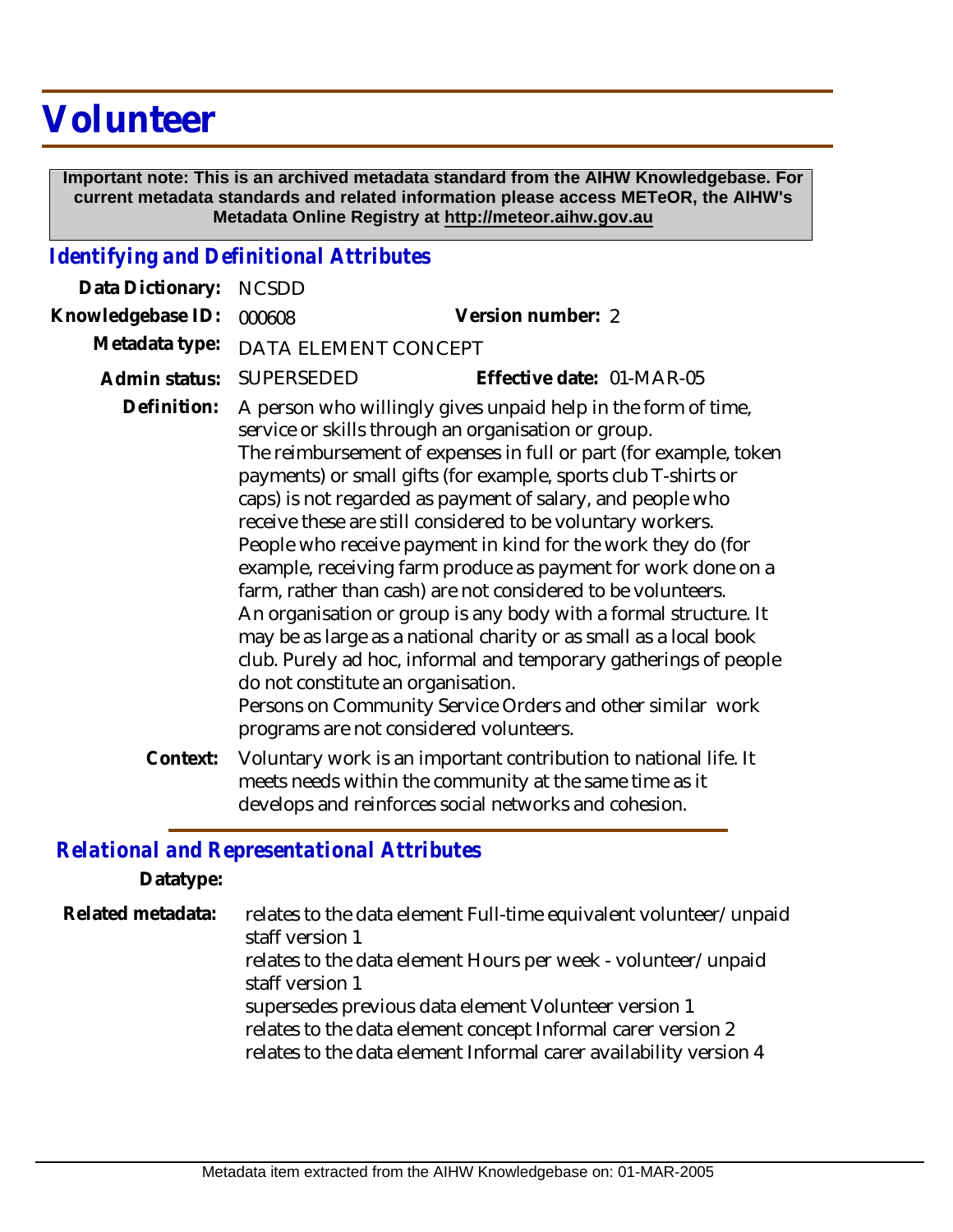# Volunteer

**Important note: This is an archived metadata standard from the AIHW Knowledgebase. For current metadata standards and related information please access METeOR, the AIHW's Metadata Online Registry at http://meteor.aihw.gov.au**

## *Identifying and Definitional Attributes*

**Data Dictionary:** NCSDD

**Knowledgebase ID:** 000608

**Version number:** 2

**Metadata type:** DATA ELEMENT CONCEPT

**Admin status:** SUPERSEDED

**Effective date:** 01-MAR-05

**Definition:** A person who willingly gives unpaid help in the form of time, service or skills through an organisation or group.
The reimbursement of expenses in full or part (for example, token payments) or small gifts (for example, sports club T-shirts or caps) is not regarded as payment of salary, and people who receive these are still considered to be voluntary workers.
People who receive payment in kind for the work they do (for example, receiving farm produce as payment for work done on a farm, rather than cash) are not considered to be volunteers.
An organisation or group is any body with a formal structure. It may be as large as a national charity or as small as a local book club. Purely ad hoc, informal and temporary gatherings of people do not constitute an organisation.
Persons on Community Service Orders and other similar work programs are not considered volunteers.

**Context:** Voluntary work is an important contribution to national life. It meets needs within the community at the same time as it develops and reinforces social networks and cohesion.

## *Relational and Representational Attributes*

**Datatype:**

**Related metadata:**
relates to the data element Full-time equivalent volunteer/unpaid staff version 1
relates to the data element Hours per week - volunteer/unpaid staff version 1
supersedes previous data element Volunteer version 1
relates to the data element concept Informal carer version 2
relates to the data element Informal carer availability version 4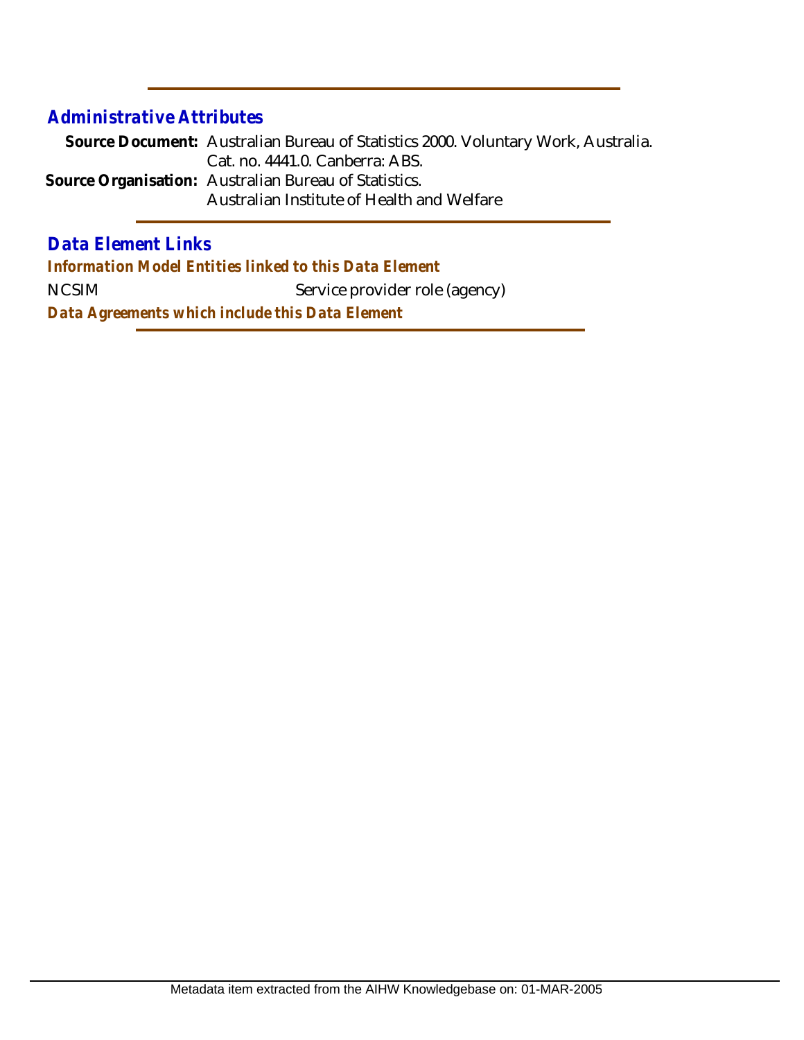## Administrative Attributes

**Source Document:** Australian Bureau of Statistics 2000. Voluntary Work, Australia. Cat. no. 4441.0. Canberra: ABS.

**Source Organisation:** Australian Bureau of Statistics.
Australian Institute of Health and Welfare

## Data Element Links

### *Information Model Entities linked to this Data Element*

NCSIM    Service provider role (agency)

### *Data Agreements which include this Data Element*

Metadata item extracted from the AIHW Knowledgebase on: 01-MAR-2005